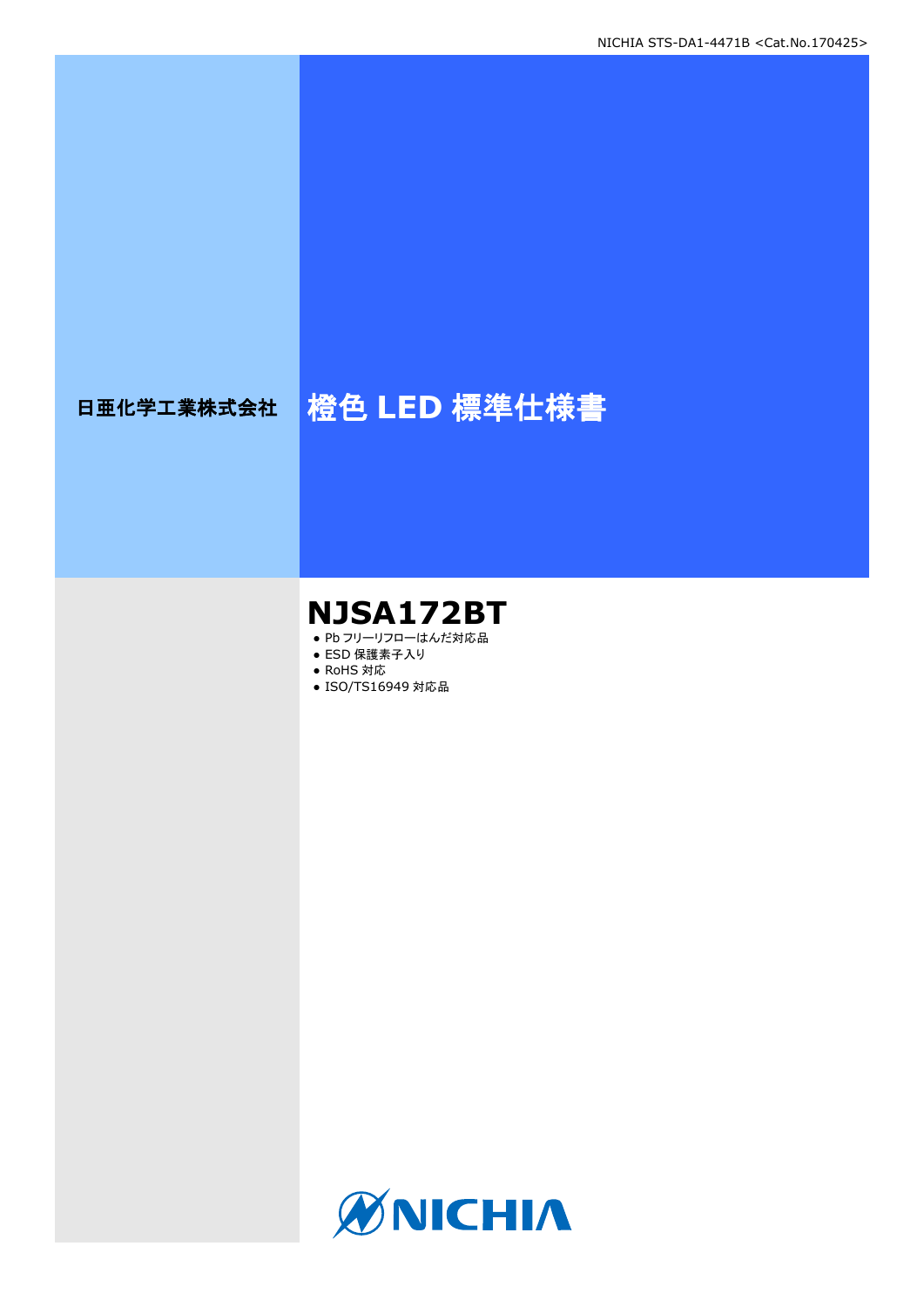日亜化学工業株式会社

# 橙色 LED 標準仕様書

## NJSA172BT

- Pb フリーリフローはんだ対応品
- ESD 保護素子入り
- RoHS 対応
- ISO/TS16949 対応品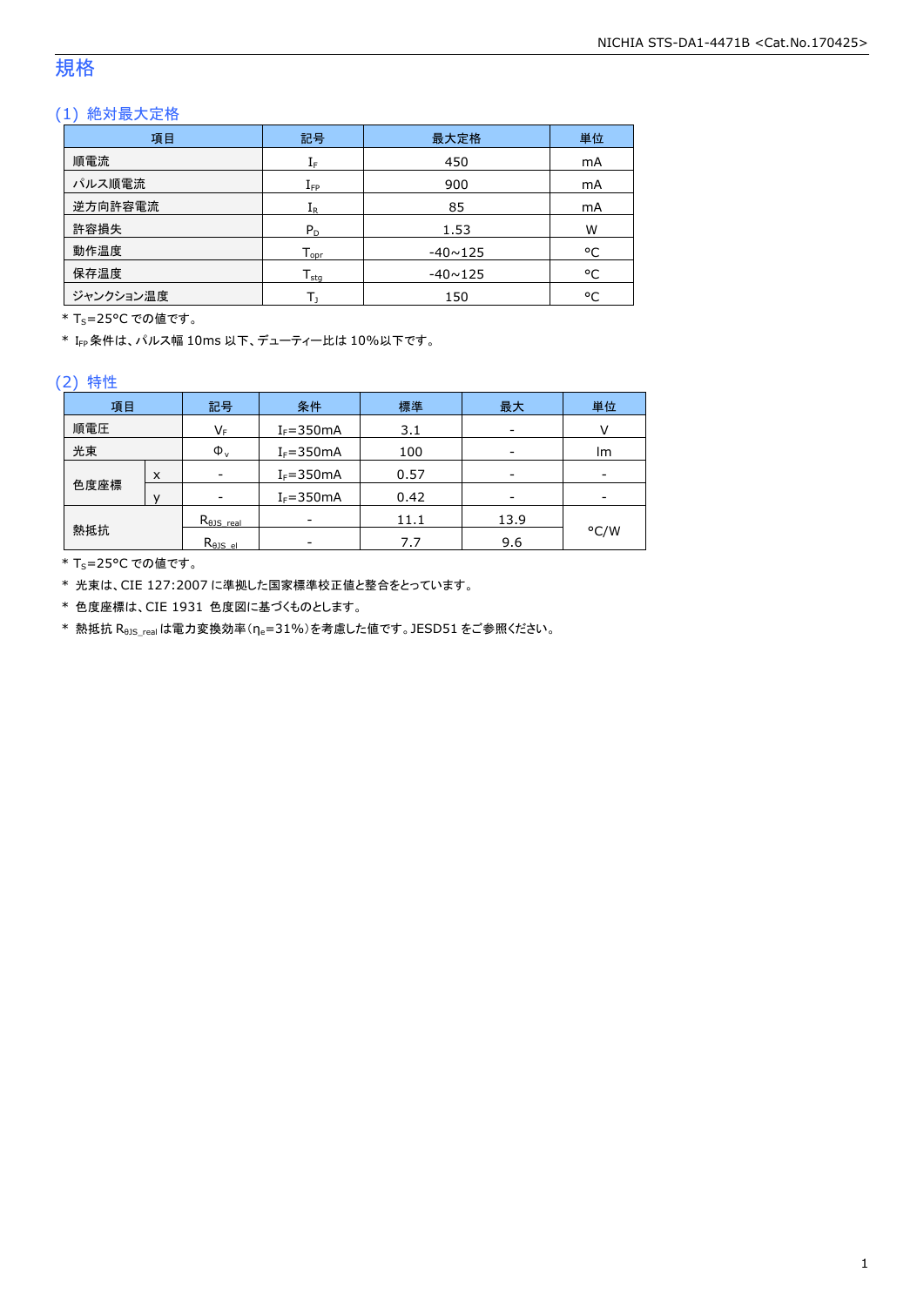# 規格

## (1) 絶対最大定格

| 項目 | 記号 | 最大定格 | 単位 |
|---|---|---|---|
| 順電流 | $I_F$ | 450 | mA |
| パルス順電流 | $I_{FP}$ | 900 | mA |
| 逆方向許容電流 | $I_R$ | 85 | mA |
| 許容損失 | $P_D$ | 1.53 | W |
| 動作温度 | $T_{opr}$ | -40~125 | °C |
| 保存温度 | $T_{stg}$ | -40~125 | °C |
| ジャンクション温度 | $T_J$ | 150 | °C |

\* $T_S$=25°C での値です。

\* $I_{FP}$ 条件は、パルス幅 10ms 以下、デューティー比は 10%以下です。

## (2) 特性

| 項目 | | 記号 | 条件 | 標準 | 最大 | 単位 |
|---|---|---|---|---|---|---|
| 順電圧 | | $V_F$ | $I_F$=350mA | 3.1 | - | V |
| 光束 | | $\Phi_v$ | $I_F$=350mA | 100 | - | lm |
| 色度座標 | x | - | $I_F$=350mA | 0.57 | - | - |
| | y | - | $I_F$=350mA | 0.42 | - | - |
| 熱抵抗 | | $R_{\theta JS\_real}$ | - | 11.1 | 13.9 | °C/W |
| | | $R_{\theta JS\_el}$ | - | 7.7 | 9.6 | |

\* $T_S$=25°C での値です。

\* 光束は、CIE 127:2007 に準拠した国家標準校正値と整合をとっています。

\* 色度座標は、CIE 1931 色度図に基づくものとします。

\* 熱抵抗 $R_{\theta JS\_real}$ は電力変換効率($\eta_e$=31%)を考慮した値です。JESD51 をご参照ください。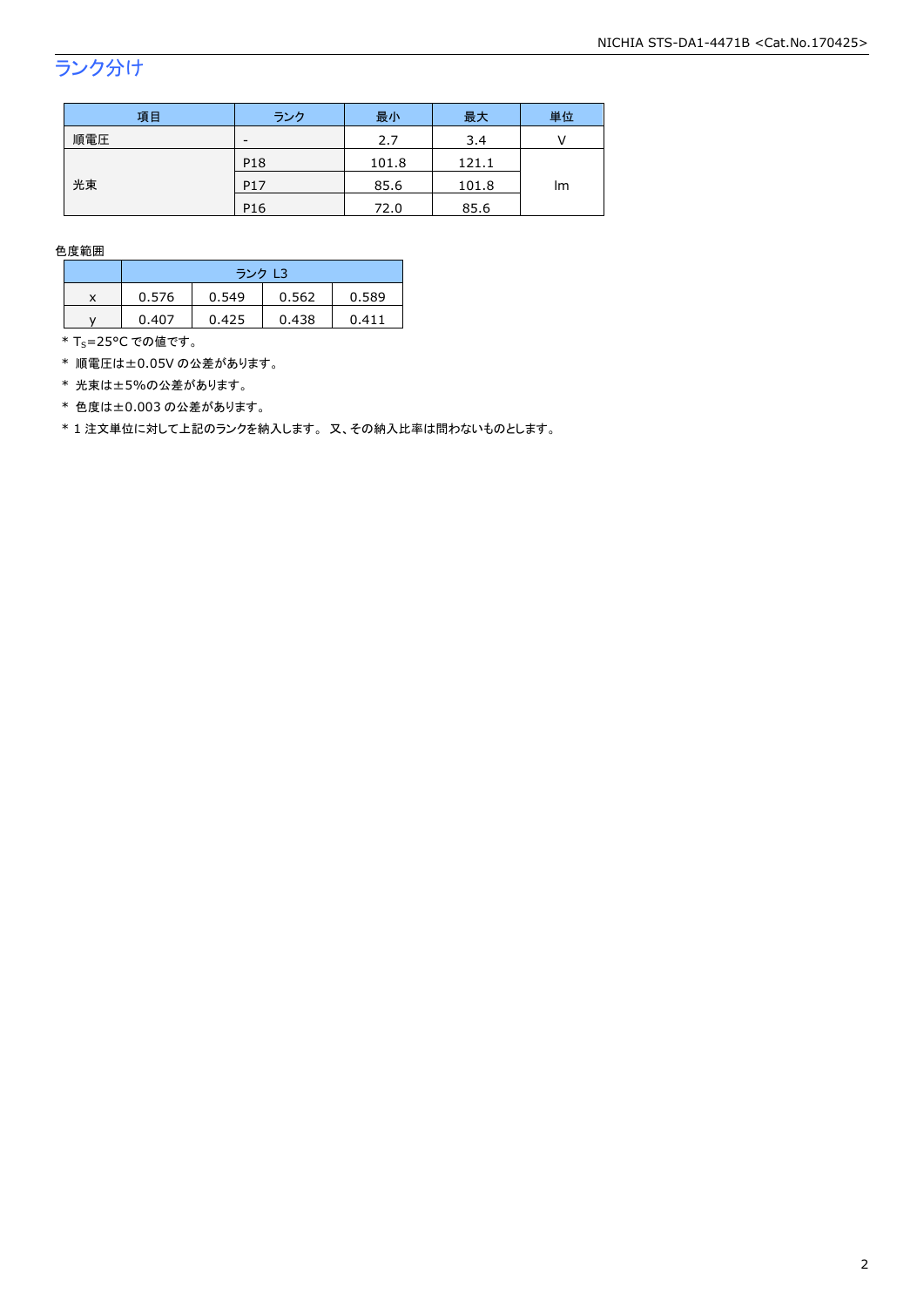## ランク分け

| 項目 | ランク | 最小 | 最大 | 単位 |
|---|---|---|---|---|
| 順電圧 | - | 2.7 | 3.4 | V |
| 光束 | P18 | 101.8 | 121.1 | lm |
| | P17 | 85.6 | 101.8 | |
| | P16 | 72.0 | 85.6 | |

色度範囲

| | ランク L3 | | | |
|---|---|---|---|---|
| x | 0.576 | 0.549 | 0.562 | 0.589 |
| y | 0.407 | 0.425 | 0.438 | 0.411 |

* $T_S$=25°C での値です。
* 順電圧は±0.05V の公差があります。
* 光束は±5%の公差があります。
* 色度は±0.003 の公差があります。
* 1 注文単位に対して上記のランクを納入します。 又、その納入比率は問わないものとします。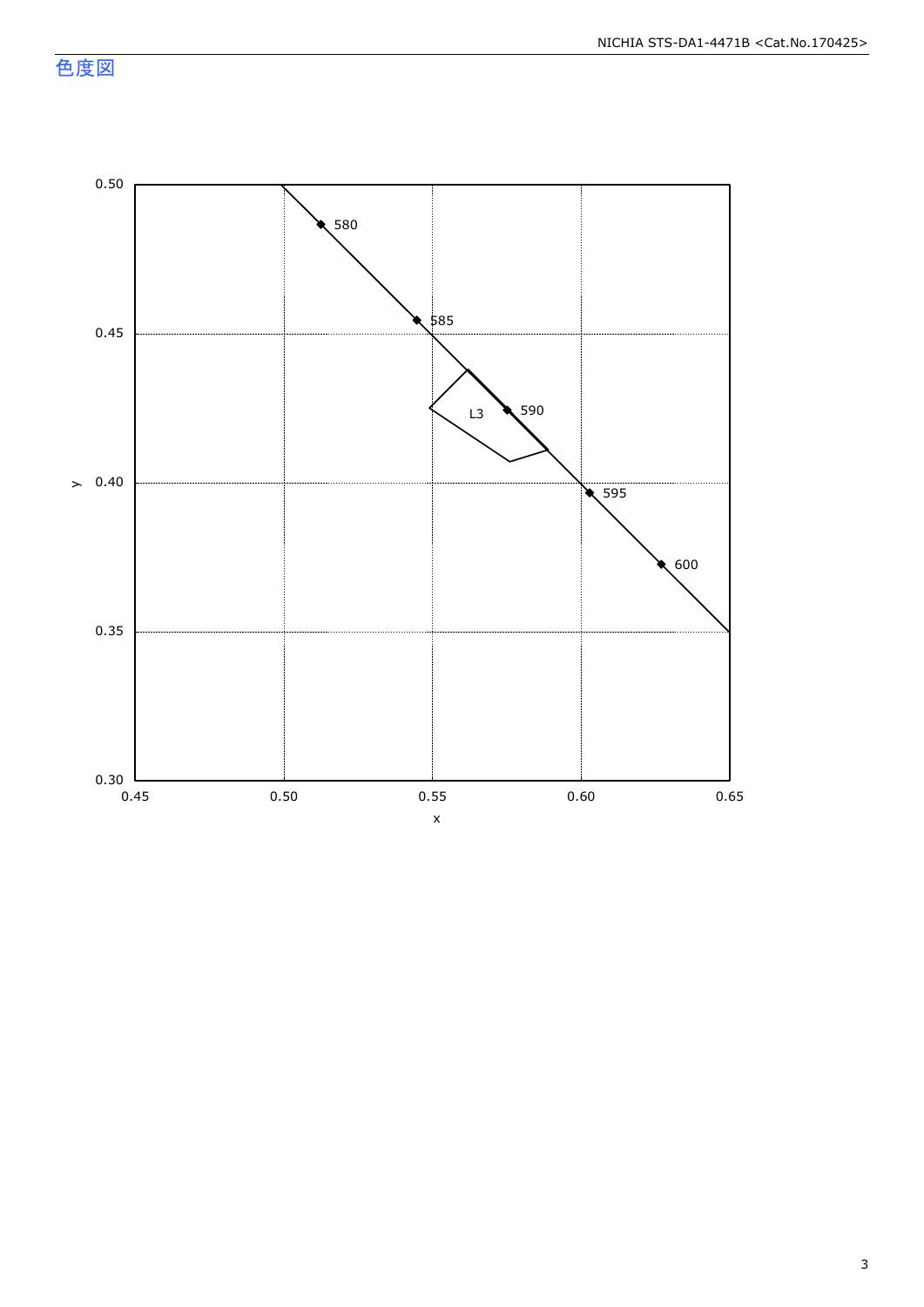## 色度図

y

0.50
0.45
0.40
0.35
0.30

0.45 0.50 0.55 0.60 0.65

x

580
585
590
595
600

L3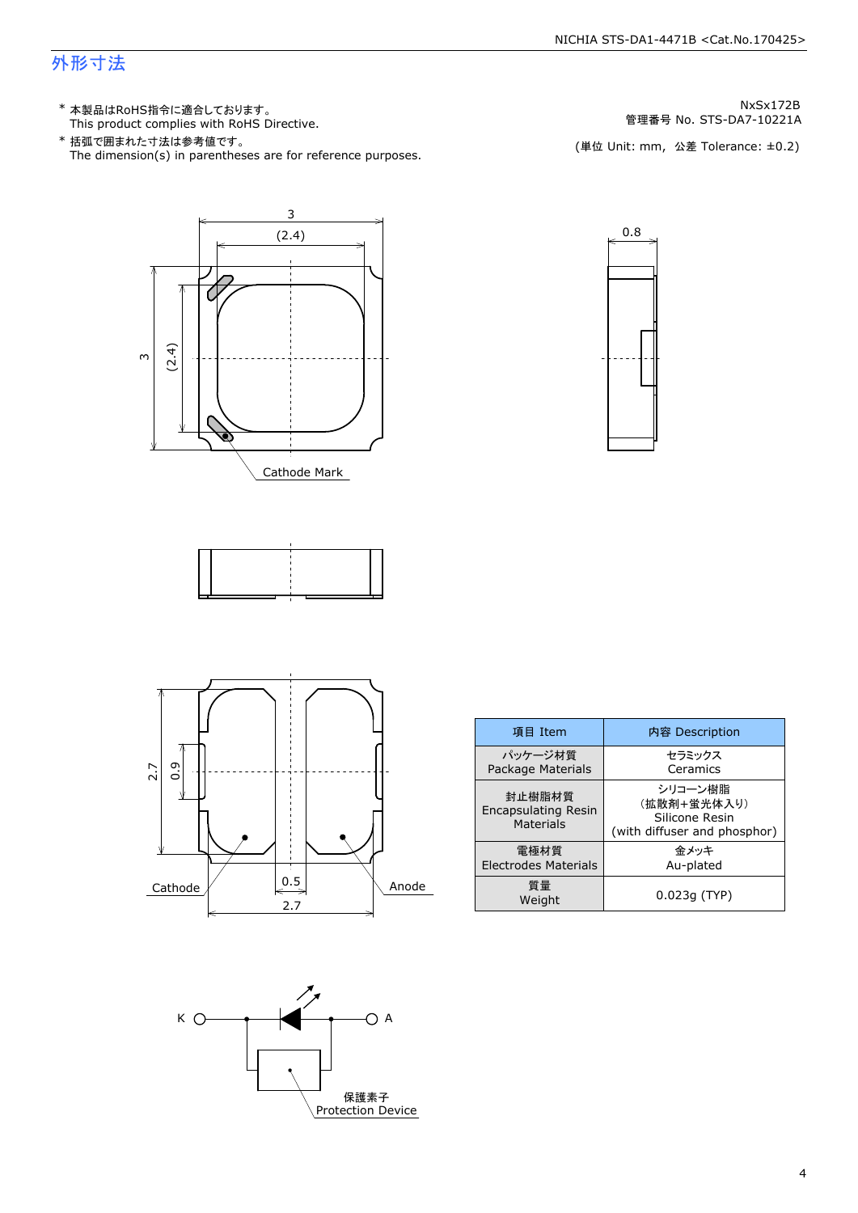## 外形寸法

NxSx172B
管理番号 No. STS-DA7-10221A

\* 本製品はRoHS指令に適合しております。
  This product complies with RoHS Directive.

\* 括弧で囲まれた寸法は参考値です。
  The dimension(s) in parentheses are for reference purposes.

(単位 Unit: mm, 公差 Tolerance: ±0.2)

3
(2.4)
3
(2.4)
Cathode Mark
0.8

2.7
0.9
Cathode
0.5
2.7
Anode

K
A
保護素子
Protection Device

| 項目 Item | 内容 Description |
|---|---|
| パッケージ材質<br>Package Materials | セラミックス<br>Ceramics |
| 封止樹脂材質<br>Encapsulating Resin Materials | シリコーン樹脂<br>(拡散剤+蛍光体入り)<br>Silicone Resin<br>(with diffuser and phosphor) |
| 電極材質<br>Electrodes Materials | 金メッキ<br>Au-plated |
| 質量<br>Weight | 0.023g (TYP) |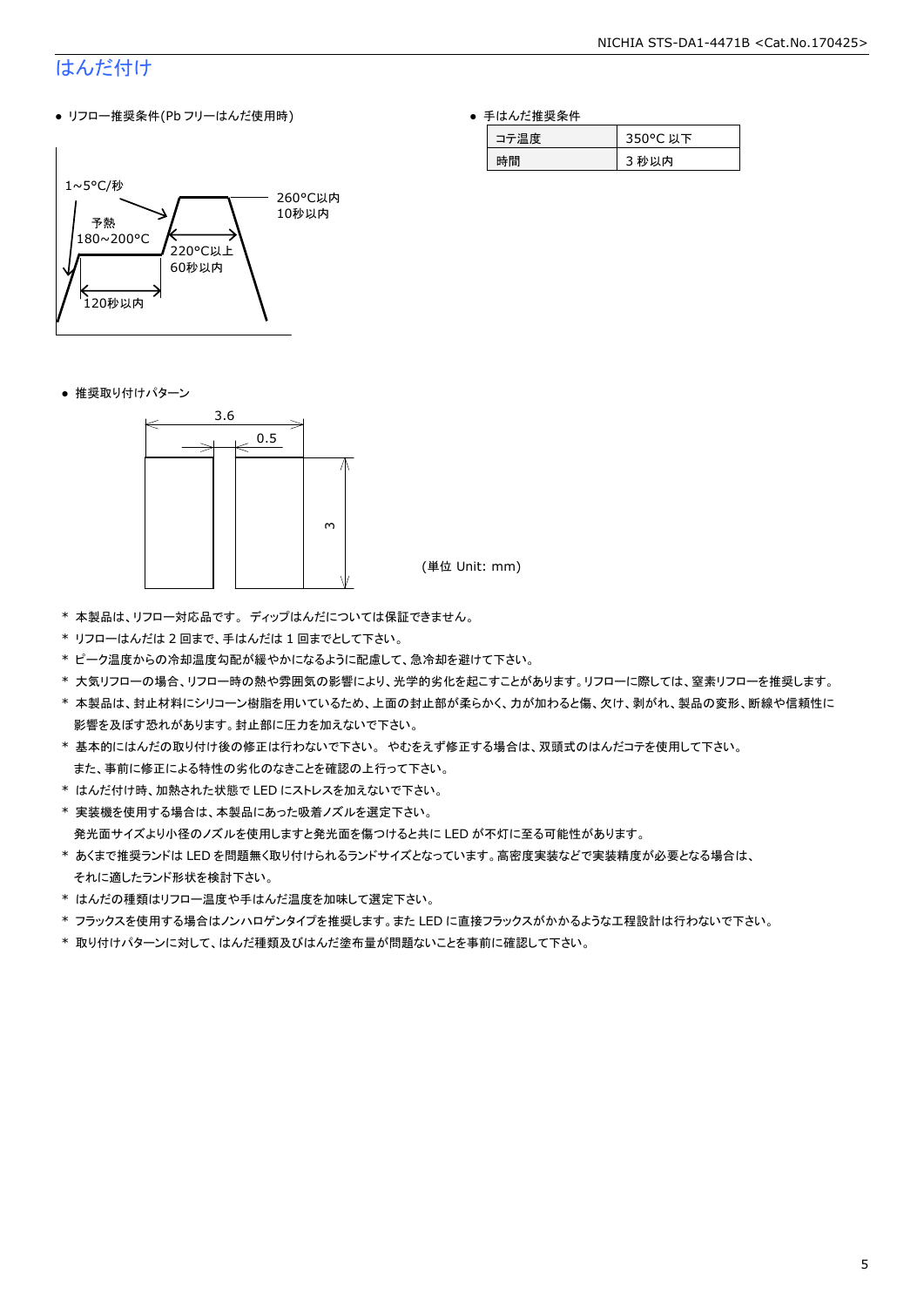## はんだ付け

● リフロー推奨条件(Pb フリーはんだ使用時)

1~5°C/秒

予熱
180~200°C

120秒以内

260°C以内
10秒以内

220°C以上
60秒以内

● 手はんだ推奨条件

| コテ温度 | 350°C 以下 |
|---|---|
| 時間 | 3 秒以内 |

● 推奨取り付けパターン

3.6

0.5

3

(単位 Unit: mm)

* 本製品は、リフロー対応品です。 ディップはんだについては保証できません。
* リフローはんだは 2 回まで、手はんだは 1 回までとして下さい。
* ピーク温度からの冷却温度勾配が緩やかになるように配慮して、急冷却を避けて下さい。
* 大気リフローの場合、リフロー時の熱や雰囲気の影響により、光学的劣化を起こすことがあります。リフローに際しては、窒素リフローを推奨します。
* 本製品は、封止材料にシリコーン樹脂を用いているため、上面の封止部が柔らかく、力が加わると傷、欠け、剥がれ、製品の変形、断線や信頼性に影響を及ぼす恐れがあります。封止部に圧力を加えないで下さい。
* 基本的にはんだの取り付け後の修正は行わないで下さい。 やむをえず修正する場合は、双頭式のはんだコテを使用して下さい。
  また、事前に修正による特性の劣化のなきことを確認の上行って下さい。
* はんだ付け時、加熱された状態で LED にストレスを加えないで下さい。
* 実装機を使用する場合は、本製品にあった吸着ノズルを選定下さい。
  発光面サイズより小径のノズルを使用しますと発光面を傷つけると共に LED が不灯に至る可能性があります。
* あくまで推奨ランドは LED を問題無く取り付けられるランドサイズとなっています。高密度実装などで実装精度が必要となる場合は、それに適したランド形状を検討下さい。
* はんだの種類はリフロー温度や手はんだ温度を加味して選定下さい。
* フラックスを使用する場合はノンハロゲンタイプを推奨します。また LED に直接フラックスがかかるような工程設計は行わないで下さい。
* 取り付けパターンに対して、はんだ種類及びはんだ塗布量が問題ないことを事前に確認して下さい。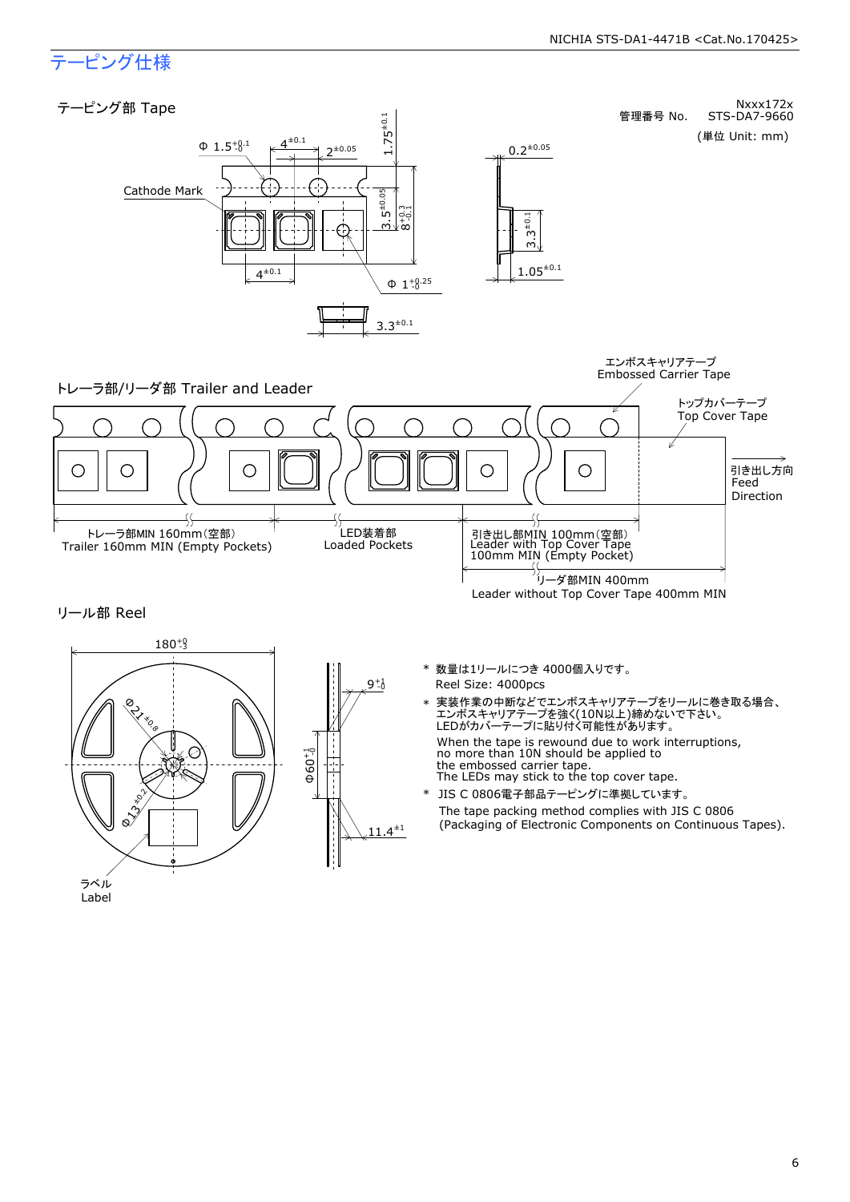## テーピング仕様

Nxxx172x
管理番号 No. STS-DA7-9660

(単位 Unit: mm)

### テーピング部 Tape

Cathode Mark

Φ 1.5 $^{+0.1}_{-0}$  4 $^{\pm0.1}$  2 $^{\pm0.05}$  1.75 $^{\pm0.1}$  3.5 $^{\pm0.05}$  8 $^{+0.3}_{-0.1}$  4 $^{\pm0.1}$  Φ 1 $^{+0.25}_{-0}$  3.3 $^{\pm0.1}$  0.2 $^{\pm0.05}$  3.3 $^{\pm0.1}$  1.05 $^{\pm0.1}$

### トレーラ部/リーダ部 Trailer and Leader

エンボスキャリアテープ
Embossed Carrier Tape

トップカバーテープ
Top Cover Tape

引き出し方向
Feed
Direction

トレーラ部MIN 160mm(空部)
Trailer 160mm MIN (Empty Pockets)

LED装着部
Loaded Pockets

引き出し部MIN 100mm(空部)
Leader with Top Cover Tape
100mm MIN (Empty Pocket)

リーダ部MIN 400mm
Leader without Top Cover Tape 400mm MIN

### リール部 Reel

180 $^{+0}_{-3}$  Φ21 $^{\pm0.8}$  Φ13 $^{\pm0.2}$  9 $^{+1}_{-0}$  Φ60 $^{+1}_{-0}$  11.4 $^{\pm1}$

ラベル
Label

* 数量は1リールにつき 4000個入りです。
  Reel Size: 4000pcs
* 実装作業の中断などでエンボスキャリアテープをリールに巻き取る場合、エンボスキャリアテープを強く(10N以上)締めないで下さい。LEDがカバーテープに貼り付く可能性があります。
  When the tape is rewound due to work interruptions, no more than 10N should be applied to the embossed carrier tape.
  The LEDs may stick to the top cover tape.
* JIS C 0806電子部品テーピングに準拠しています。
  The tape packing method complies with JIS C 0806 (Packaging of Electronic Components on Continuous Tapes).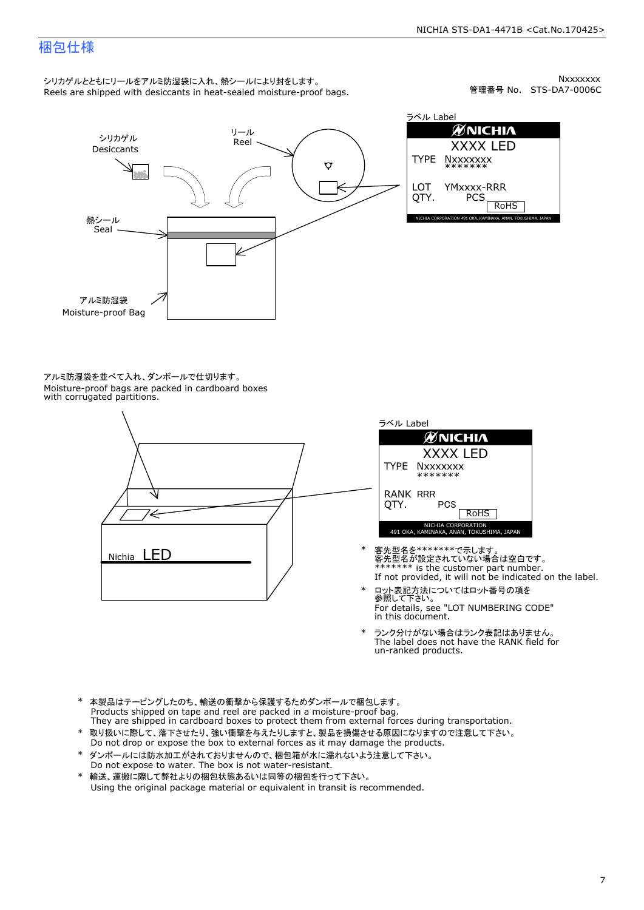# 梱包仕様

Nxxxxxxx
管理番号 No. STS-DA7-0006C

シリカゲルとともにリールをアルミ防湿袋に入れ、熱シールにより封をします。
Reels are shipped with desiccants in heat-sealed moisture-proof bags.

シリカゲル Desiccants

リール Reel

熱シール Seal

アルミ防湿袋 Moisture-proof Bag

ラベル Label

NICHIA
XXXX LED
TYPE Nxxxxxxx
\*\*\*\*\*\*\*
LOT YMxxxx-RRR
QTY. PCS
RoHS
NICHIA CORPORATION 491 OKA, KAMINAKA, ANAN, TOKUSHIMA, JAPAN

アルミ防湿袋を並べて入れ、ダンボールで仕切ります。
Moisture-proof bags are packed in cardboard boxes with corrugated partitions.

Nichia LED

ラベル Label

NICHIA
XXXX LED
TYPE Nxxxxxxx
\*\*\*\*\*\*\*
RANK RRR
QTY. PCS
RoHS
NICHIA CORPORATION
491 OKA, KAMINAKA, ANAN, TOKUSHIMA, JAPAN

\* 客先型名を\*\*\*\*\*\*\*で示します。
客先型名が設定されていない場合は空白です。
\*\*\*\*\*\*\* is the customer part number.
If not provided, it will not be indicated on the label.

\* ロット表記方法についてはロット番号の項を参照して下さい。
For details, see "LOT NUMBERING CODE" in this document.

\* ランク分けがない場合はランク表記はありません。
The label does not have the RANK field for un-ranked products.

\* 本製品はテーピングしたのち、輸送の衝撃から保護するためダンボールで梱包します。
Products shipped on tape and reel are packed in a moisture-proof bag.
They are shipped in cardboard boxes to protect them from external forces during transportation.

\* 取り扱いに際して、落下させたり、強い衝撃を与えたりしますと、製品を損傷させる原因になりますので注意して下さい。
Do not drop or expose the box to external forces as it may damage the products.

\* ダンボールには防水加工がされておりませんので、梱包箱が水に濡れないよう注意して下さい。
Do not expose to water. The box is not water-resistant.

\* 輸送、運搬に際して弊社よりの梱包状態あるいは同等の梱包を行って下さい。
Using the original package material or equivalent in transit is recommended.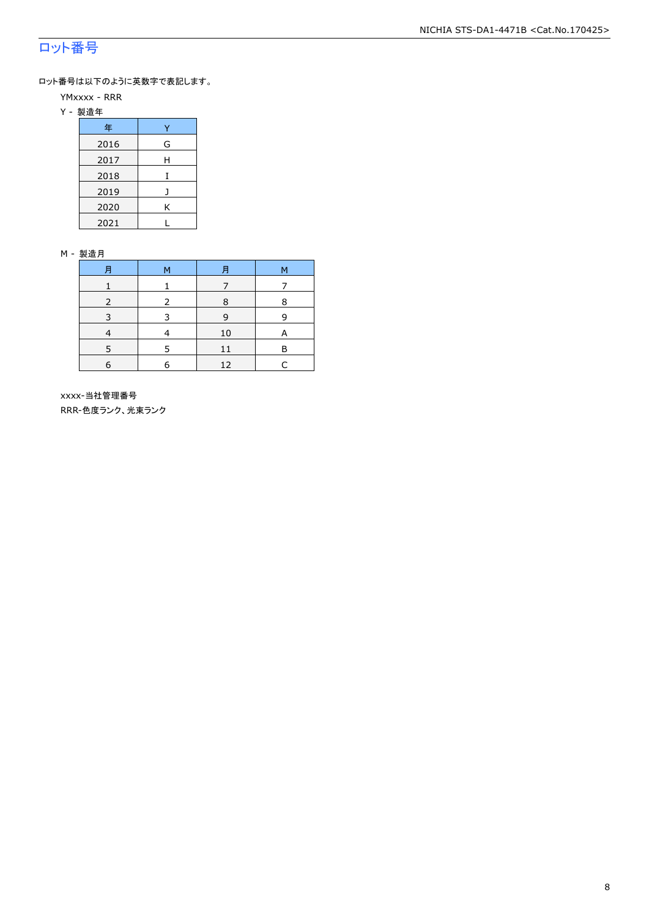## ロット番号

ロット番号は以下のように英数字で表記します。

YMxxxx - RRR

Y - 製造年

| 年 | Y |
|---|---|
| 2016 | G |
| 2017 | H |
| 2018 | I |
| 2019 | J |
| 2020 | K |
| 2021 | L |

M - 製造月

| 月 | M | 月 | M |
|---|---|---|---|
| 1 | 1 | 7 | 7 |
| 2 | 2 | 8 | 8 |
| 3 | 3 | 9 | 9 |
| 4 | 4 | 10 | A |
| 5 | 5 | 11 | B |
| 6 | 6 | 12 | C |

xxxx-当社管理番号

RRR-色度ランク、光束ランク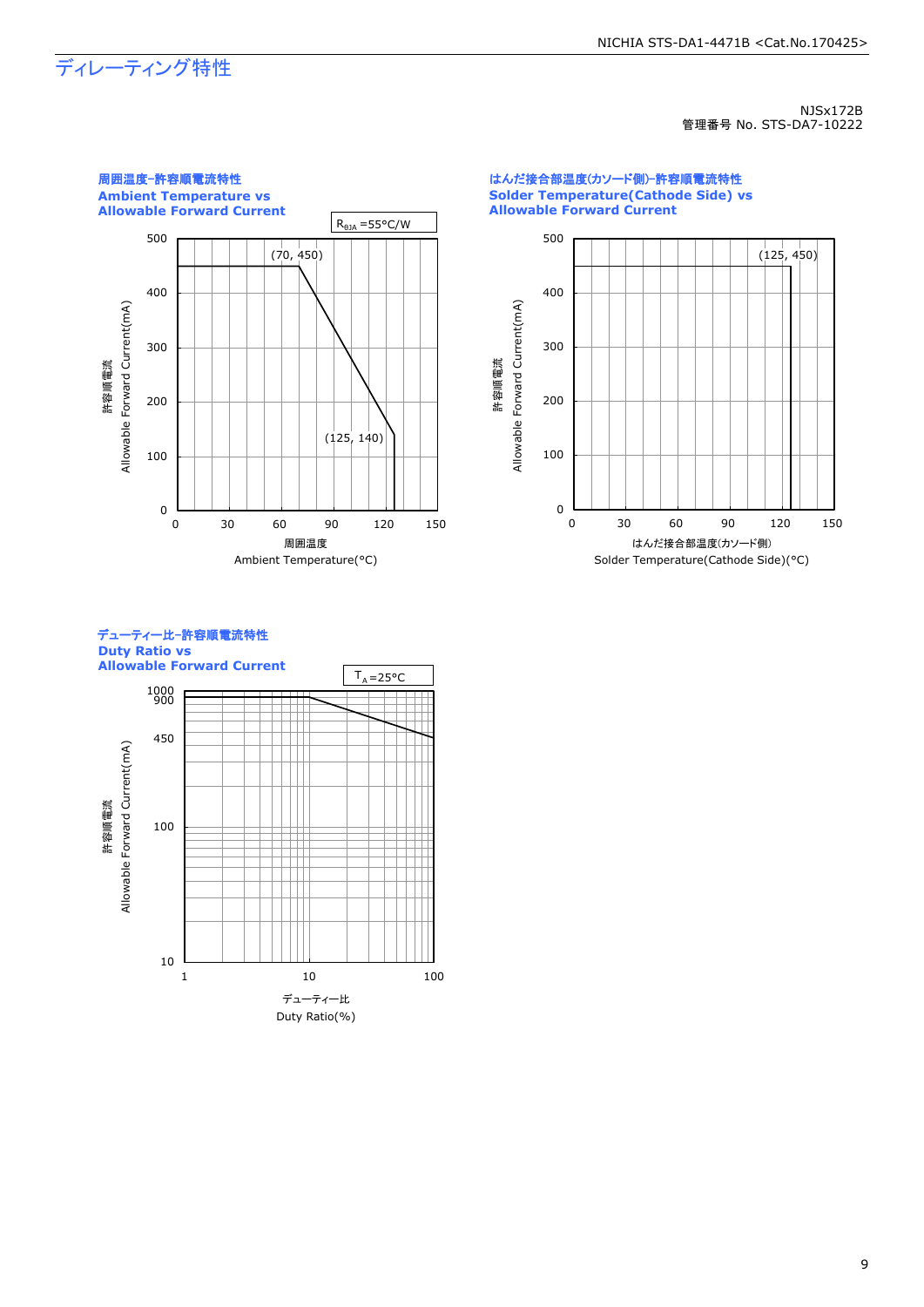# ディレーティング特性

NJSx172B
管理番号 No. STS-DA7-10222

## 周囲温度-許容順電流特性
## Ambient Temperature vs Allowable Forward Current

$R_{\theta JA}$ =55°C/W

(70, 450)

(125, 140)

許容順電流
Allowable Forward Current(mA)

周囲温度
Ambient Temperature(°C)

## はんだ接合部温度(カソード側)-許容順電流特性
## Solder Temperature(Cathode Side) vs Allowable Forward Current

(125, 450)

許容順電流
Allowable Forward Current(mA)

はんだ接合部温度(カソード側)
Solder Temperature(Cathode Side)(°C)

## デューティー比-許容順電流特性
## Duty Ratio vs Allowable Forward Current

$T_A$=25°C

許容順電流
Allowable Forward Current(mA)

デューティー比
Duty Ratio(%)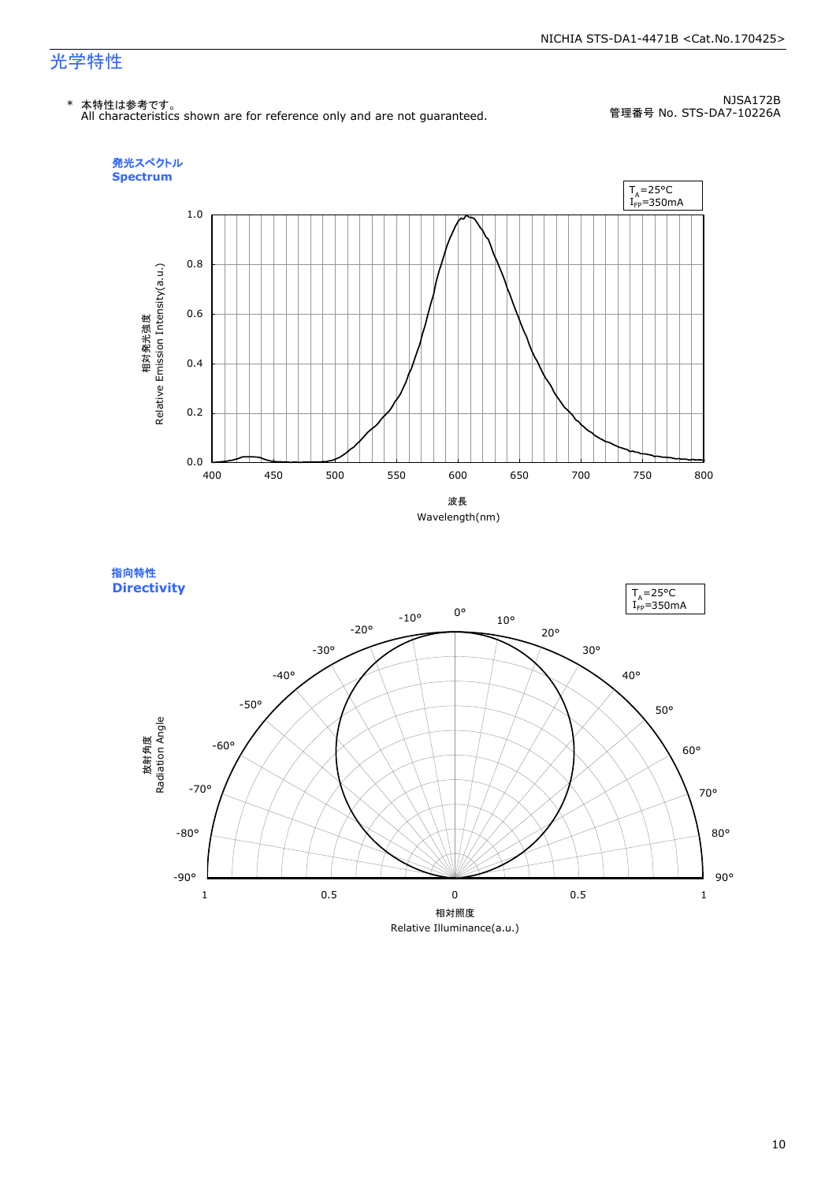# 光学特性

\* 本特性は参考です。
All characteristics shown are for reference only and are not guaranteed.

NJSA172B
管理番号 No. STS-DA7-10226A

### 発光スペクトル
### Spectrum

$T_A$=25°C
$I_{FP}$=350mA

相対発光強度
Relative Emission Intensity(a.u.)

波長
Wavelength(nm)

### 指向特性
### Directivity

$T_A$=25°C
$I_{FP}$=350mA

放射角度
Radiation Angle

相対照度
Relative Illuminance(a.u.)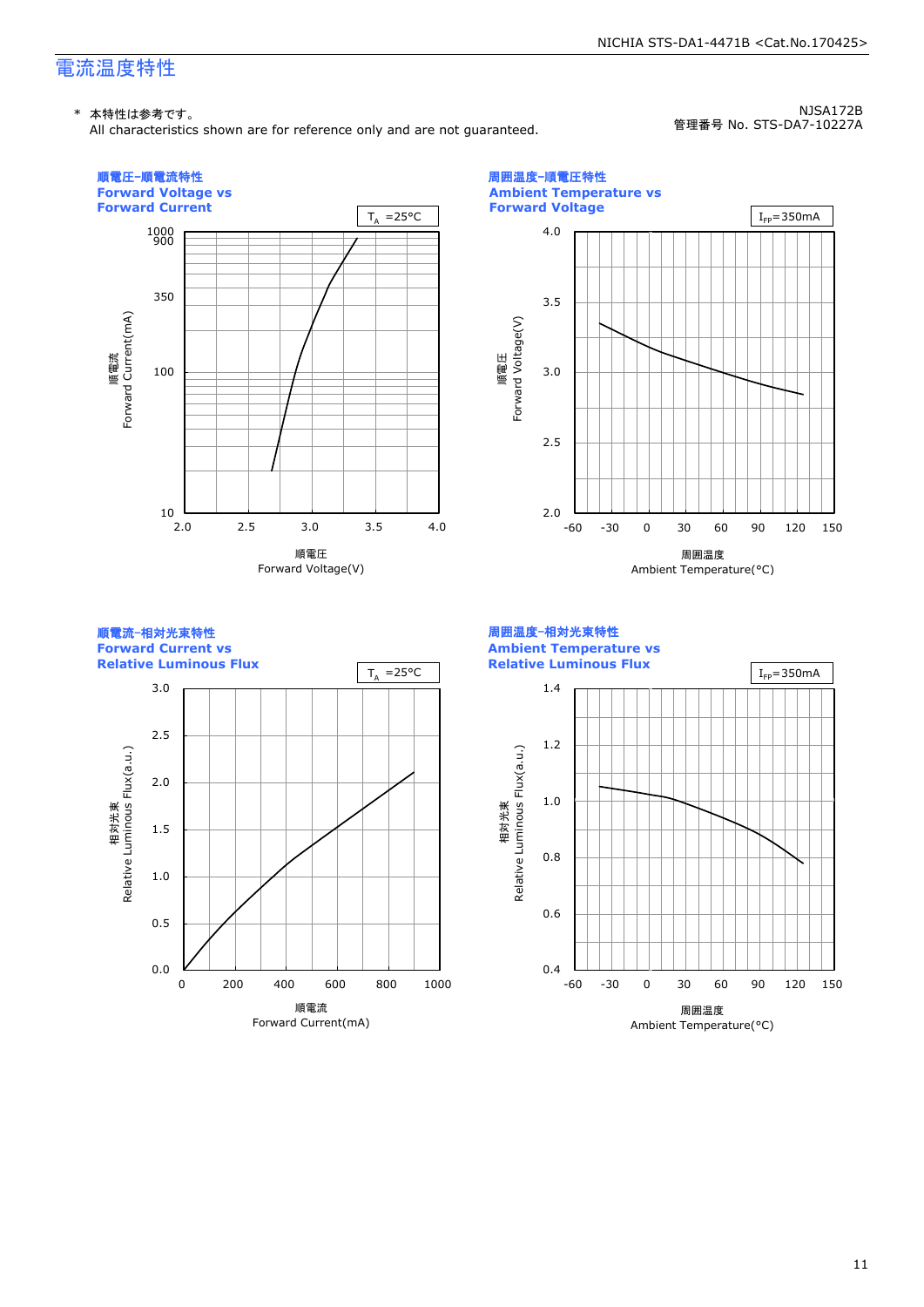# 電流温度特性

\* 本特性は参考です。
All characteristics shown are for reference only and are not guaranteed.

NJSA172B
管理番号 No. STS-DA7-10227A

### 順電圧-順電流特性
**Forward Voltage vs Forward Current**

$T_A$ =25°C

順電流 Forward Current(mA): 10, 100, 350, 900, 1000

順電圧 Forward Voltage(V): 2.0, 2.5, 3.0, 3.5, 4.0

### 周囲温度-順電圧特性
**Ambient Temperature vs Forward Voltage**

$I_{FP}$=350mA

順電圧 Forward Voltage(V): 2.0, 2.5, 3.0, 3.5, 4.0

周囲温度 Ambient Temperature(°C): -60, -30, 0, 30, 60, 90, 120, 150

### 順電流-相対光束特性
**Forward Current vs Relative Luminous Flux**

$T_A$ =25°C

相対光束 Relative Luminous Flux(a.u.): 0.0, 0.5, 1.0, 1.5, 2.0, 2.5, 3.0

順電流 Forward Current(mA): 0, 200, 400, 600, 800, 1000

### 周囲温度-相対光束特性
**Ambient Temperature vs Relative Luminous Flux**

$I_{FP}$=350mA

相対光束 Relative Luminous Flux(a.u.): 0.4, 0.6, 0.8, 1.0, 1.2, 1.4

周囲温度 Ambient Temperature(°C): -60, -30, 0, 30, 60, 90, 120, 150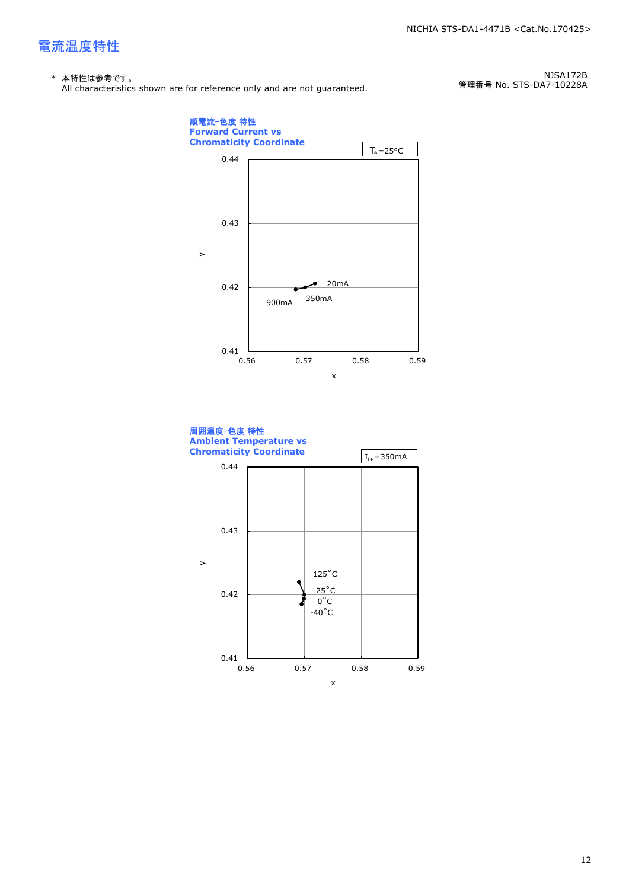## 電流温度特性

\* 本特性は参考です。
All characteristics shown are for reference only and are not guaranteed.

NJSA172B
管理番号 No. STS-DA7-10228A

**順電流-色度 特性**
**Forward Current vs**
**Chromaticity Coordinate**

$T_A$=25°C

y: 0.44, 0.43, 0.42, 0.41
x: 0.56, 0.57, 0.58, 0.59

20mA
350mA
900mA

**周囲温度-色度 特性**
**Ambient Temperature vs**
**Chromaticity Coordinate**

$I_{FP}$=350mA

y: 0.44, 0.43, 0.42, 0.41
x: 0.56, 0.57, 0.58, 0.59

125°C
25°C
0°C
-40°C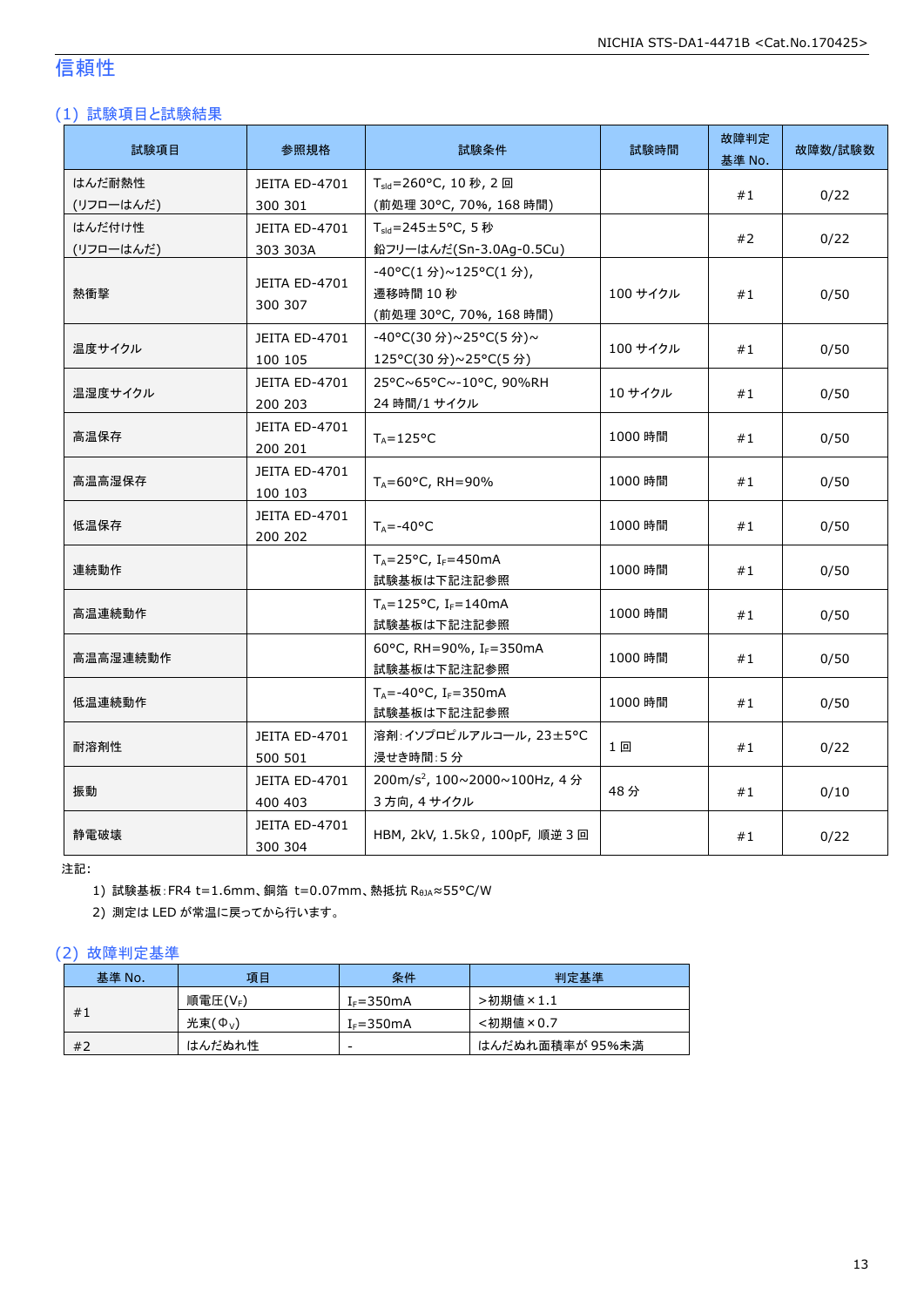# 信頼性

## (1) 試験項目と試験結果

| 試験項目 | 参照規格 | 試験条件 | 試験時間 | 故障判定基準 No. | 故障数/試験数 |
|---|---|---|---|---|---|
| はんだ耐熱性<br>(リフローはんだ) | JEITA ED-4701<br>300 301 | $T_{sld}$=260°C, 10 秒, 2 回<br>(前処理 30°C, 70%, 168 時間) | | #1 | 0/22 |
| はんだ付け性<br>(リフローはんだ) | JEITA ED-4701<br>303 303A | $T_{sld}$=245±5°C, 5 秒<br>鉛フリーはんだ(Sn-3.0Ag-0.5Cu) | | #2 | 0/22 |
| 熱衝撃 | JEITA ED-4701<br>300 307 | -40°C(1 分)~125°C(1 分),<br>遷移時間 10 秒<br>(前処理 30°C, 70%, 168 時間) | 100 サイクル | #1 | 0/50 |
| 温度サイクル | JEITA ED-4701<br>100 105 | -40°C(30 分)~25°C(5 分)~<br>125°C(30 分)~25°C(5 分) | 100 サイクル | #1 | 0/50 |
| 温湿度サイクル | JEITA ED-4701<br>200 203 | 25°C~65°C~-10°C, 90%RH<br>24 時間/1 サイクル | 10 サイクル | #1 | 0/50 |
| 高温保存 | JEITA ED-4701<br>200 201 | $T_A$=125°C | 1000 時間 | #1 | 0/50 |
| 高温高湿保存 | JEITA ED-4701<br>100 103 | $T_A$=60°C, RH=90% | 1000 時間 | #1 | 0/50 |
| 低温保存 | JEITA ED-4701<br>200 202 | $T_A$=-40°C | 1000 時間 | #1 | 0/50 |
| 連続動作 | | $T_A$=25°C, $I_F$=450mA<br>試験基板は下記注記参照 | 1000 時間 | #1 | 0/50 |
| 高温連続動作 | | $T_A$=125°C, $I_F$=140mA<br>試験基板は下記注記参照 | 1000 時間 | #1 | 0/50 |
| 高温高湿連続動作 | | 60°C, RH=90%, $I_F$=350mA<br>試験基板は下記注記参照 | 1000 時間 | #1 | 0/50 |
| 低温連続動作 | | $T_A$=-40°C, $I_F$=350mA<br>試験基板は下記注記参照 | 1000 時間 | #1 | 0/50 |
| 耐溶剤性 | JEITA ED-4701<br>500 501 | 溶剤:イソプロピルアルコール, 23±5°C<br>浸せき時間:5 分 | 1 回 | #1 | 0/22 |
| 振動 | JEITA ED-4701<br>400 403 | 200m/s², 100~2000~100Hz, 4 分<br>3 方向, 4 サイクル | 48 分 | #1 | 0/10 |
| 静電破壊 | JEITA ED-4701<br>300 304 | HBM, 2kV, 1.5kΩ, 100pF, 順逆 3 回 | | #1 | 0/22 |

注記:

1) 試験基板:FR4 t=1.6mm、銅箔 t=0.07mm、熱抵抗 $R_{θJA}$≈55°C/W
2) 測定は LED が常温に戻ってから行います。

## (2) 故障判定基準

| 基準 No. | 項目 | 条件 | 判定基準 |
|---|---|---|---|
| #1 | 順電圧($V_F$) | $I_F$=350mA | >初期値×1.1 |
| | 光束($Φ_V$) | $I_F$=350mA | <初期値×0.7 |
| #2 | はんだぬれ性 | - | はんだぬれ面積率が 95%未満 |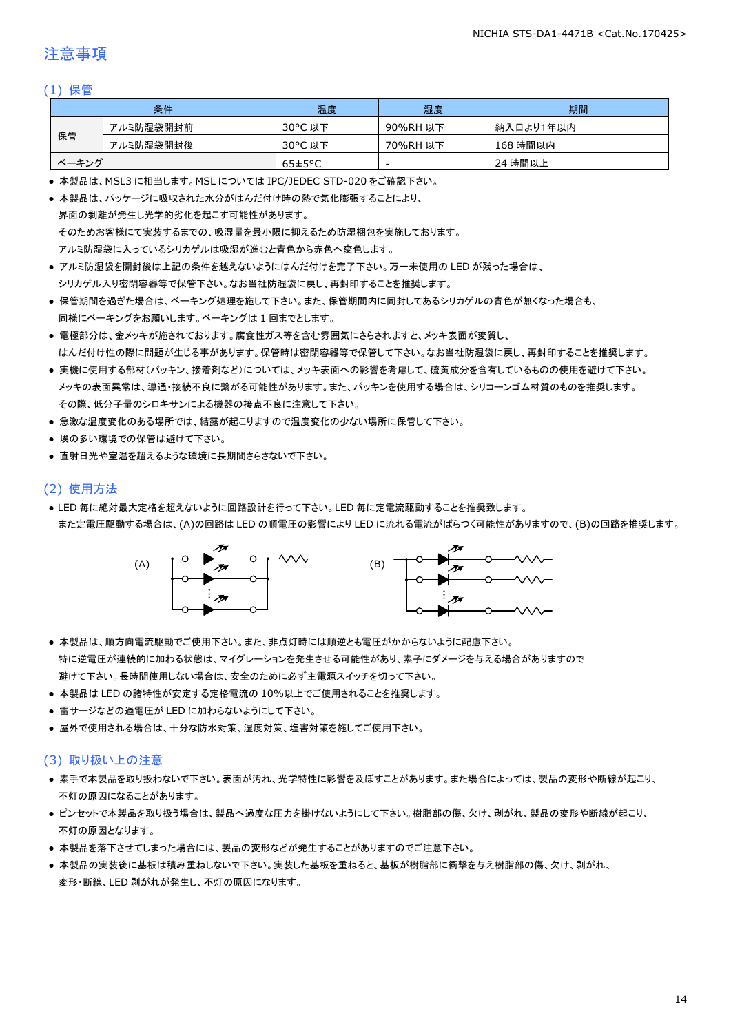# 注意事項

## (1) 保管

| 条件 | | 温度 | 湿度 | 期間 |
|---|---|---|---|---|
| 保管 | アルミ防湿袋開封前 | 30°C 以下 | 90%RH 以下 | 納入日より1年以内 |
| | アルミ防湿袋開封後 | 30°C 以下 | 70%RH 以下 | 168 時間以内 |
| ベーキング | | 65±5°C | - | 24 時間以上 |

- 本製品は、MSL3 に相当します。MSL については IPC/JEDEC STD-020 をご確認下さい。
- 本製品は、パッケージに吸収された水分がはんだ付け時の熱で気化膨張することにより、界面の剥離が発生し光学的劣化を起こす可能性があります。
  そのためお客様にて実装するまでの、吸湿量を最小限に抑えるため防湿梱包を実施しております。
  アルミ防湿袋に入っているシリカゲルは吸湿が進むと青色から赤色へ変色します。
- アルミ防湿袋を開封後は上記の条件を越えないようにはんだ付けを完了下さい。万一未使用の LED が残った場合は、シリカゲル入り密閉容器等で保管下さい。なお当社防湿袋に戻し、再封印することを推奨します。
- 保管期間を過ぎた場合は、ベーキング処理を施して下さい。また、保管期間内に同封してあるシリカゲルの青色が無くなった場合も、同様にベーキングをお願いします。ベーキングは 1 回までとします。
- 電極部分は、金メッキが施されております。腐食性ガス等を含む雰囲気にさらされますと、メッキ表面が変質し、はんだ付け性の際に問題が生じる事があります。保管時は密閉容器等で保管して下さい。なお当社防湿袋に戻し、再封印することを推奨します。
- 実機に使用する部材(パッキン、接着剤など)については、メッキ表面への影響を考慮して、硫黄成分を含有しているものの使用を避けて下さい。メッキの表面異常は、導通・接続不良に繋がる可能性があります。また、パッキンを使用する場合は、シリコーンゴム材質のものを推奨します。
  その際、低分子量のシロキサンによる機器の接点不良に注意して下さい。
- 急激な温度変化のある場所では、結露が起こりますので温度変化の少ない場所に保管して下さい。
- 埃の多い環境での保管は避けて下さい。
- 直射日光や室温を超えるような環境に長期間さらさないで下さい。

## (2) 使用方法

- LED 毎に絶対最大定格を超えないように回路設計を行って下さい。LED 毎に定電流駆動することを推奨致します。
  また定電圧駆動する場合は、(A)の回路は LED の順電圧の影響により LED に流れる電流がばらつく可能性がありますので、(B)の回路を推奨します。

(A) (B)

- 本製品は、順方向電流駆動でご使用下さい。また、非点灯時には順逆とも電圧がかからないように配慮下さい。
  特に逆電圧が連続的に加わる状態は、マイグレーションを発生させる可能性があり、素子にダメージを与える場合がありますので避けて下さい。長時間使用しない場合は、安全のために必ず主電源スイッチを切って下さい。
- 本製品は LED の諸特性が安定する定格電流の 10%以上でご使用されることを推奨します。
- 雷サージなどの過電圧が LED に加わらないようにして下さい。
- 屋外で使用される場合は、十分な防水対策、湿度対策、塩害対策を施してご使用下さい。

## (3) 取り扱い上の注意

- 素手で本製品を取り扱わないで下さい。表面が汚れ、光学特性に影響を及ぼすことがあります。また場合によっては、製品の変形や断線が起こり、不灯の原因になることがあります。
- ピンセットで本製品を取り扱う場合は、製品へ過度な圧力を掛けないようにして下さい。樹脂部の傷、欠け、剥がれ、製品の変形や断線が起こり、不灯の原因となります。
- 本製品を落下させてしまった場合には、製品の変形などが発生することがありますのでご注意下さい。
- 本製品の実装後に基板は積み重ねしないで下さい。実装した基板を重ねると、基板が樹脂部に衝撃を与え樹脂部の傷、欠け、剥がれ、変形・断線、LED 剥がれが発生し、不灯の原因になります。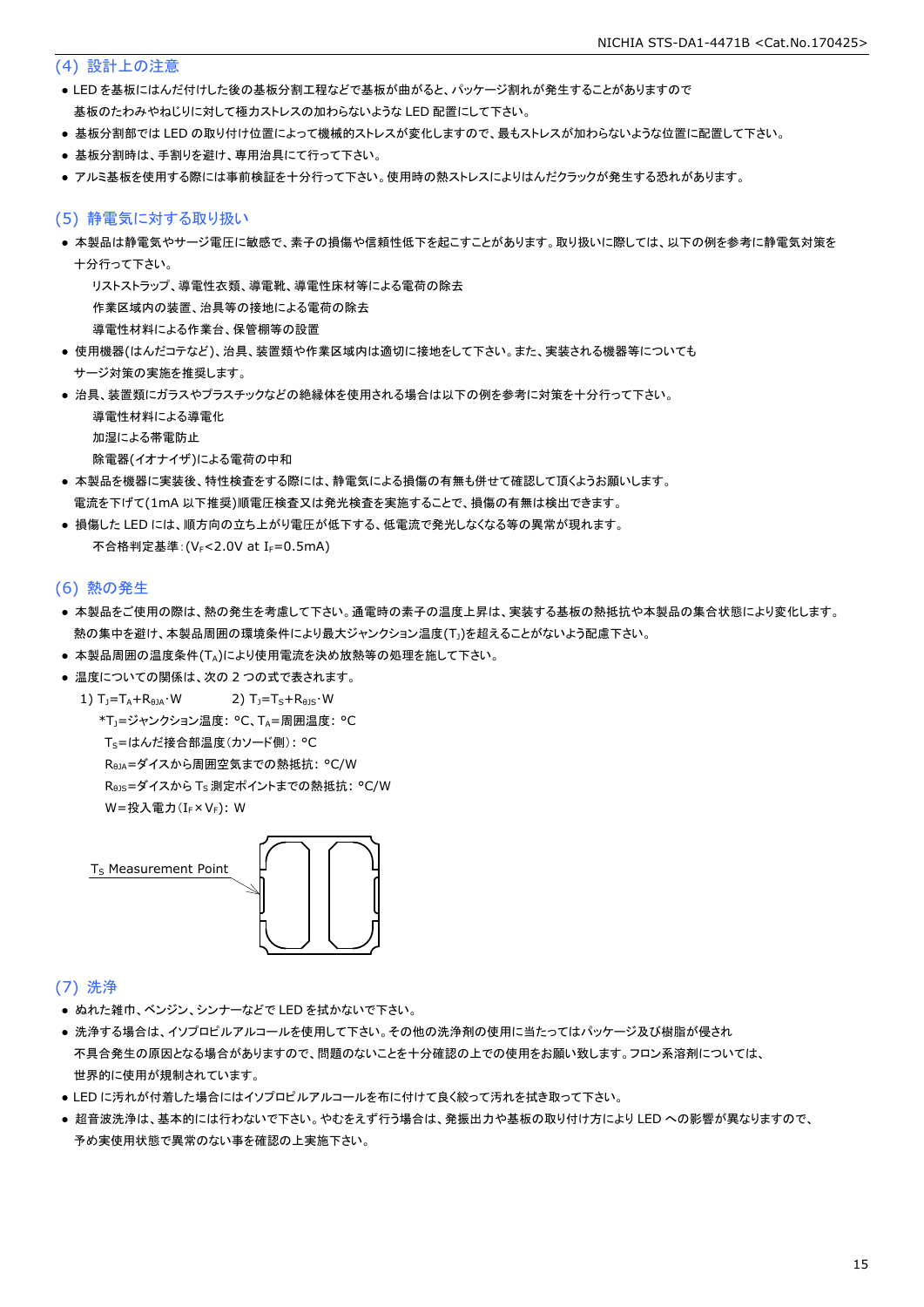## (4) 設計上の注意

- LED を基板にはんだ付けした後の基板分割工程などで基板が曲がると、パッケージ割れが発生することがありますので基板のたわみやねじりに対して極力ストレスの加わらないような LED 配置にして下さい。
- 基板分割部では LED の取り付け位置によって機械的ストレスが変化しますので、最もストレスが加わらないような位置に配置して下さい。
- 基板分割時は、手割りを避け、専用治具にて行って下さい。
- アルミ基板を使用する際には事前検証を十分行って下さい。使用時の熱ストレスによりはんだクラックが発生する恐れがあります。

## (5) 静電気に対する取り扱い

- 本製品は静電気やサージ電圧に敏感で、素子の損傷や信頼性低下を起こすことがあります。取り扱いに際しては、以下の例を参考に静電気対策を十分行って下さい。
  - リストストラップ、導電性衣類、導電靴、導電性床材等による電荷の除去
  - 作業区域内の装置、治具等の接地による電荷の除去
  - 導電性材料による作業台、保管棚等の設置
- 使用機器(はんだコテなど)、治具、装置類や作業区域内は適切に接地をして下さい。また、実装される機器等についてもサージ対策の実施を推奨します。
- 治具、装置類にガラスやプラスチックなどの絶縁体を使用される場合は以下の例を参考に対策を十分行って下さい。
  - 導電性材料による導電化
  - 加湿による帯電防止
  - 除電器(イオナイザ)による電荷の中和
- 本製品を機器に実装後、特性検査をする際には、静電気による損傷の有無も併せて確認して頂くようお願いします。電流を下げて(1mA 以下推奨)順電圧検査又は発光検査を実施することで、損傷の有無は検出できます。
- 損傷した LED には、順方向の立ち上がり電圧が低下する、低電流で発光しなくなる等の異常が現れます。
  - 不合格判定基準:($V_F$<2.0V at $I_F$=0.5mA)

## (6) 熱の発生

- 本製品をご使用の際は、熱の発生を考慮して下さい。通電時の素子の温度上昇は、実装する基板の熱抵抗や本製品の集合状態により変化します。熱の集中を避け、本製品周囲の環境条件により最大ジャンクション温度($T_J$)を超えることがないよう配慮下さい。
- 本製品周囲の温度条件($T_A$)により使用電流を決め放熱等の処理を施して下さい。
- 温度についての関係は、次の 2 つの式で表されます。

1) $T_J=T_A+R_{\theta JA}\cdot W$　　　2) $T_J=T_S+R_{\theta JS}\cdot W$

*$T_J$=ジャンクション温度: °C、$T_A$=周囲温度: °C
$T_S$=はんだ接合部温度(カソード側): °C
$R_{\theta JA}$=ダイスから周囲空気までの熱抵抗: °C/W
$R_{\theta JS}$=ダイスから $T_S$ 測定ポイントまでの熱抵抗: °C/W
W=投入電力($I_F$×$V_F$): W

$T_S$ Measurement Point

## (7) 洗浄

- ぬれた雑巾、ベンジン、シンナーなどで LED を拭かないで下さい。
- 洗浄する場合は、イソプロピルアルコールを使用して下さい。その他の洗浄剤の使用に当たってはパッケージ及び樹脂が侵され不具合発生の原因となる場合がありますので、問題のないことを十分確認の上での使用をお願い致します。フロン系溶剤については、世界的に使用が規制されています。
- LED に汚れが付着した場合にはイソプロピルアルコールを布に付けて良く絞って汚れを拭き取って下さい。
- 超音波洗浄は、基本的には行わないで下さい。やむをえず行う場合は、発振出力や基板の取り付け方により LED への影響が異なりますので、予め実使用状態で異常のない事を確認の上実施下さい。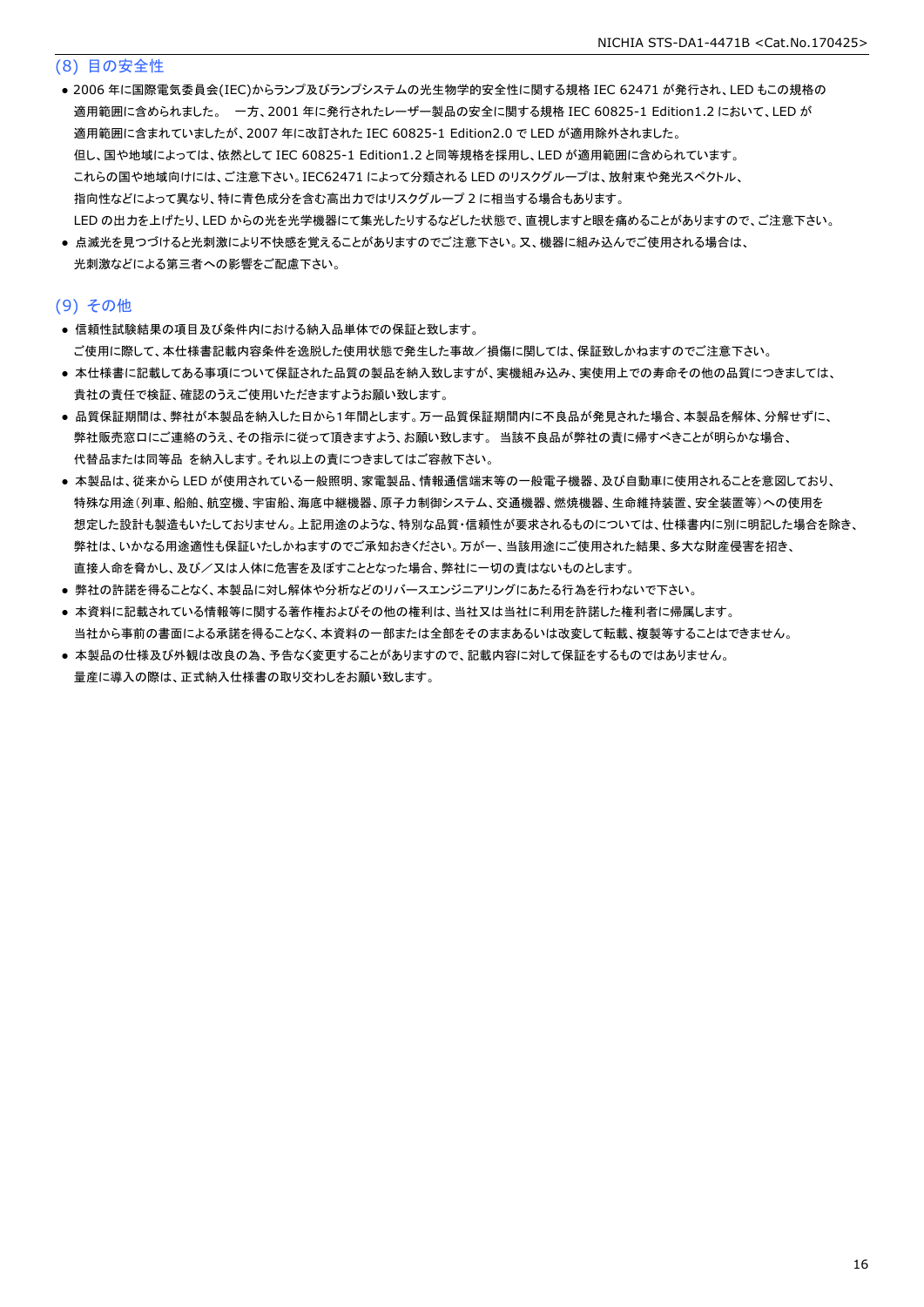## (8) 目の安全性

- 2006 年に国際電気委員会(IEC)からランプ及びランプシステムの光生物学的安全性に関する規格 IEC 62471 が発行され、LED もこの規格の適用範囲に含められました。　一方、2001 年に発行されたレーザー製品の安全に関する規格 IEC 60825-1 Edition1.2 において、LED が適用範囲に含まれていましたが、2007 年に改訂された IEC 60825-1 Edition2.0 で LED が適用除外されました。
  但し、国や地域によっては、依然として IEC 60825-1 Edition1.2 と同等規格を採用し、LED が適用範囲に含められています。
  これらの国や地域向けには、ご注意下さい。IEC62471 によって分類される LED のリスクグループは、放射束や発光スペクトル、指向性などによって異なり、特に青色成分を含む高出力ではリスクグループ 2 に相当する場合もあります。
  LED の出力を上げたり、LED からの光を光学機器にて集光したりするなどした状態で、直視しますと眼を痛めることがありますので、ご注意下さい。
- 点滅光を見つづけると光刺激により不快感を覚えることがありますのでご注意下さい。又、機器に組み込んでご使用される場合は、光刺激などによる第三者への影響をご配慮下さい。

## (9) その他

- 信頼性試験結果の項目及び条件内における納入品単体での保証と致します。
  ご使用に際して、本仕様書記載内容条件を逸脱した使用状態で発生した事故／損傷に関しては、保証致しかねますのでご注意下さい。
- 本仕様書に記載してある事項について保証された品質の製品を納入致しますが、実機組み込み、実使用上での寿命その他の品質につきましては、貴社の責任で検証、確認のうえご使用いただきますようお願い致します。
- 品質保証期間は、弊社が本製品を納入した日から1年間とします。万一品質保証期間内に不良品が発見された場合、本製品を解体、分解せずに、弊社販売窓口にご連絡のうえ、その指示に従って頂きますよう、お願い致します。 当該不良品が弊社の責に帰すべきことが明らかな場合、代替品または同等品 を納入します。それ以上の責につきましてはご容赦下さい。
- 本製品は、従来から LED が使用されている一般照明、家電製品、情報通信端末等の一般電子機器、及び自動車に使用されることを意図しており、特殊な用途(列車、船舶、航空機、宇宙船、海底中継機器、原子力制御システム、交通機器、燃焼機器、生命維持装置、安全装置等)への使用を想定した設計も製造もいたしておりません。上記用途のような、特別な品質･信頼性が要求されるものについては、仕様書内に別に明記した場合を除き、弊社は、いかなる用途適性も保証いたしかねますのでご承知おきください。万が一、当該用途にご使用された結果、多大な財産侵害を招き、直接人命を脅かし、及び／又は人体に危害を及ぼすこととなった場合、弊社に一切の責はないものとします。
- 弊社の許諾を得ることなく、本製品に対し解体や分析などのリバースエンジニアリングにあたる行為を行わないで下さい。
- 本資料に記載されている情報等に関する著作権およびその他の権利は、当社又は当社に利用を許諾した権利者に帰属します。
  当社から事前の書面による承諾を得ることなく、本資料の一部または全部をそのままあるいは改変して転載、複製等することはできません。
- 本製品の仕様及び外観は改良の為、予告なく変更することがありますので、記載内容に対して保証をするものではありません。
  量産に導入の際は、正式納入仕様書の取り交わしをお願い致します。